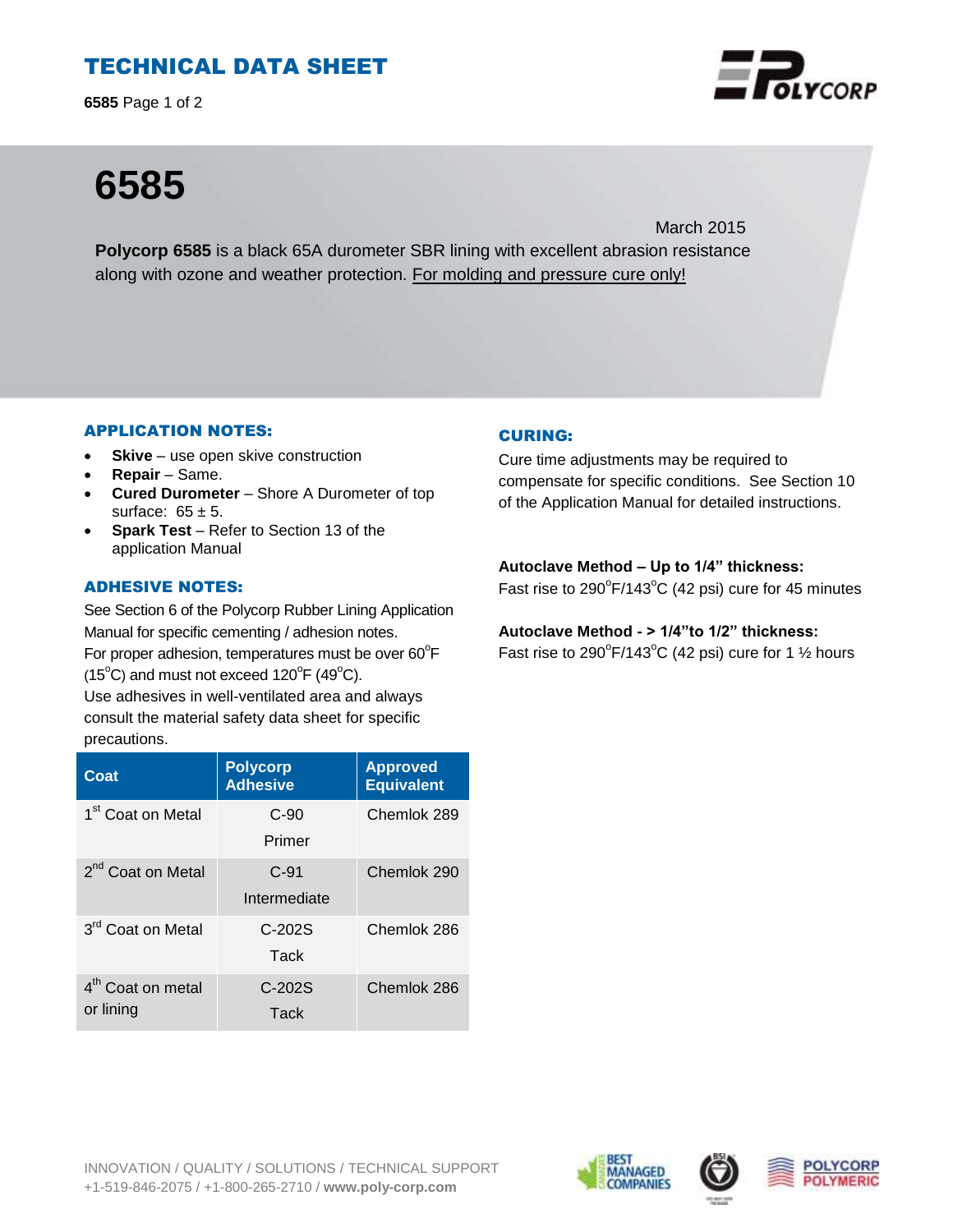# TECHNICAL DATA SHEET

# 6585

March 2015

**Polycorp 6585** is a black 65A durometer SBR lining with excellent abrasion resistance along with ozone and weather protection. For molding and pressure cure only!

## APPLICATION NOTES:

- **Skive** – use open skive construction
- **Repair** – Same.
- **Cured Durometer** – Shore A Durometer of top surface: 65 ± 5.
- **Spark Test** – Refer to Section 13 of the application Manual

## ADHESIVE NOTES:

See Section 6 of the Polycorp Rubber Lining Application Manual for specific cementing / adhesion notes.
For proper adhesion, temperatures must be over 60°F (15°C) and must not exceed 120°F (49°C).
Use adhesives in well-ventilated area and always consult the material safety data sheet for specific precautions.

| Coat | Polycorp Adhesive | Approved Equivalent |
|---|---|---|
| 1st Coat on Metal | C-90 Primer | Chemlok 289 |
| 2nd Coat on Metal | C-91 Intermediate | Chemlok 290 |
| 3rd Coat on Metal | C-202S Tack | Chemlok 286 |
| 4th Coat on metal or lining | C-202S Tack | Chemlok 286 |

## CURING:

Cure time adjustments may be required to compensate for specific conditions. See Section 10 of the Application Manual for detailed instructions.

**Autoclave Method – Up to 1/4" thickness:**
Fast rise to 290°F/143°C (42 psi) cure for 45 minutes

**Autoclave Method - > 1/4"to 1/2" thickness:**
Fast rise to 290°F/143°C (42 psi) cure for 1 ½ hours

INNOVATION / QUALITY / SOLUTIONS / TECHNICAL SUPPORT
+1-519-846-2075 / +1-800-265-2710 / **www.poly-corp.com**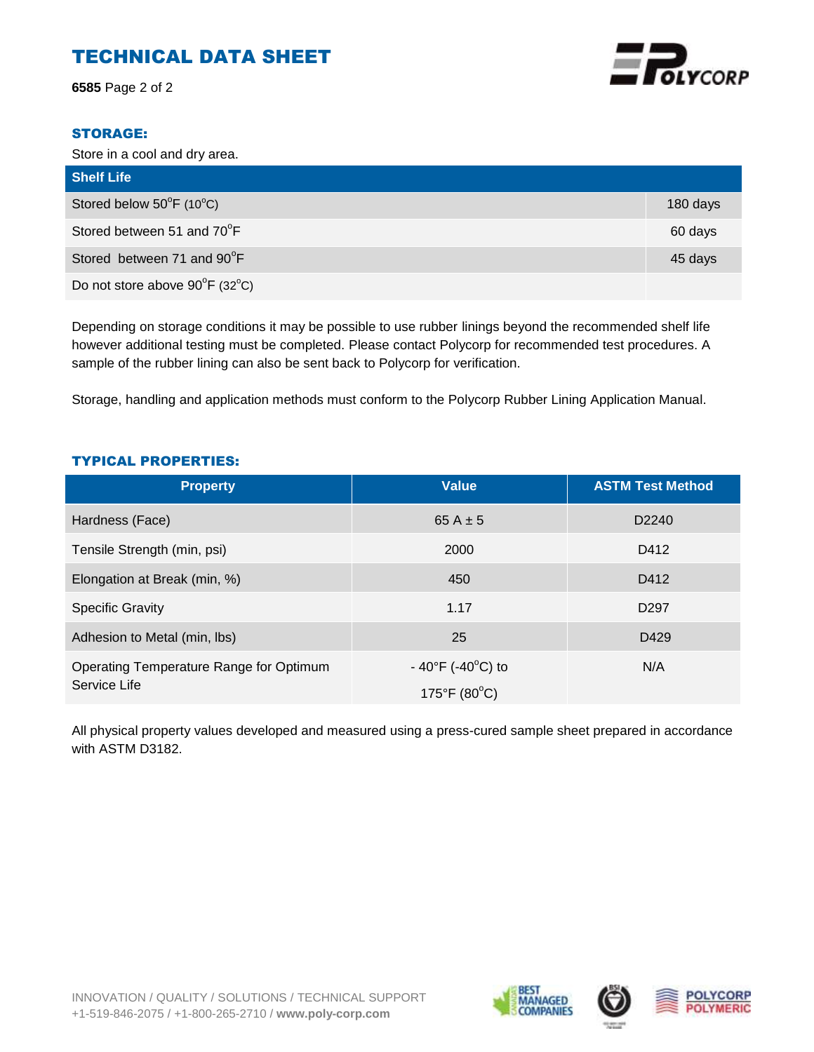## STORAGE:

Store in a cool and dry area.

| Shelf Life | |
|---|---|
| Stored below 50°F (10°C) | 180 days |
| Stored between 51 and 70°F | 60 days |
| Stored between 71 and 90°F | 45 days |
| Do not store above 90°F (32°C) | |

Depending on storage conditions it may be possible to use rubber linings beyond the recommended shelf life however additional testing must be completed. Please contact Polycorp for recommended test procedures. A sample of the rubber lining can also be sent back to Polycorp for verification.

Storage, handling and application methods must conform to the Polycorp Rubber Lining Application Manual.

## TYPICAL PROPERTIES:

| Property | Value | ASTM Test Method |
|---|---|---|
| Hardness (Face) | 65 A ± 5 | D2240 |
| Tensile Strength (min, psi) | 2000 | D412 |
| Elongation at Break (min, %) | 450 | D412 |
| Specific Gravity | 1.17 | D297 |
| Adhesion to Metal (min, lbs) | 25 | D429 |
| Operating Temperature Range for Optimum Service Life | - 40°F (-40°C) to 175°F (80°C) | N/A |

All physical property values developed and measured using a press-cured sample sheet prepared in accordance with ASTM D3182.

INNOVATION / QUALITY / SOLUTIONS / TECHNICAL SUPPORT
+1-519-846-2075 / +1-800-265-2710 / **www.poly-corp.com**